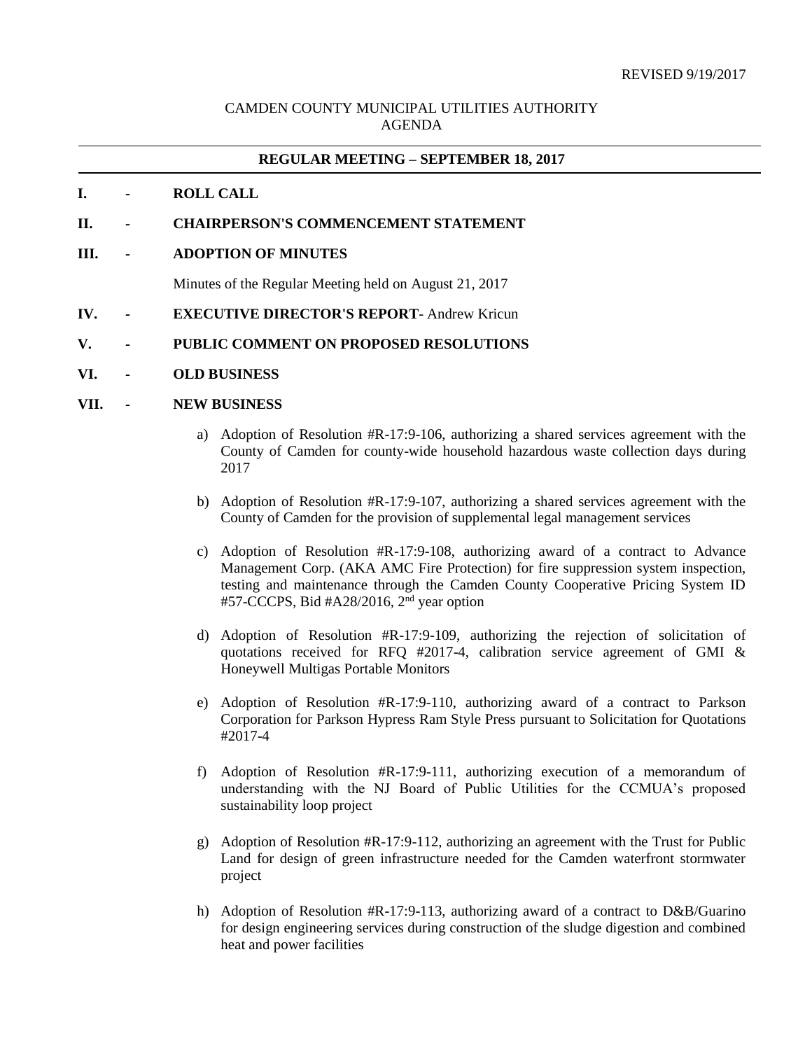REVISED 9/19/2017

# CAMDEN COUNTY MUNICIPAL UTILITIES AUTHORITY
# AGENDA

## REGULAR MEETING – SEPTEMBER 18, 2017

**I. - ROLL CALL**

**II. - CHAIRPERSON'S COMMENCEMENT STATEMENT**

**III. - ADOPTION OF MINUTES**

Minutes of the Regular Meeting held on August 21, 2017

**IV. - EXECUTIVE DIRECTOR'S REPORT**- Andrew Kricun

**V. - PUBLIC COMMENT ON PROPOSED RESOLUTIONS**

**VI. - OLD BUSINESS**

**VII. - NEW BUSINESS**

a) Adoption of Resolution #R-17:9-106, authorizing a shared services agreement with the County of Camden for county-wide household hazardous waste collection days during 2017

b) Adoption of Resolution #R-17:9-107, authorizing a shared services agreement with the County of Camden for the provision of supplemental legal management services

c) Adoption of Resolution #R-17:9-108, authorizing award of a contract to Advance Management Corp. (AKA AMC Fire Protection) for fire suppression system inspection, testing and maintenance through the Camden County Cooperative Pricing System ID #57-CCCPS, Bid #A28/2016, 2nd year option

d) Adoption of Resolution #R-17:9-109, authorizing the rejection of solicitation of quotations received for RFQ #2017-4, calibration service agreement of GMI & Honeywell Multigas Portable Monitors

e) Adoption of Resolution #R-17:9-110, authorizing award of a contract to Parkson Corporation for Parkson Hypress Ram Style Press pursuant to Solicitation for Quotations #2017-4

f) Adoption of Resolution #R-17:9-111, authorizing execution of a memorandum of understanding with the NJ Board of Public Utilities for the CCMUA's proposed sustainability loop project

g) Adoption of Resolution #R-17:9-112, authorizing an agreement with the Trust for Public Land for design of green infrastructure needed for the Camden waterfront stormwater project

h) Adoption of Resolution #R-17:9-113, authorizing award of a contract to D&B/Guarino for design engineering services during construction of the sludge digestion and combined heat and power facilities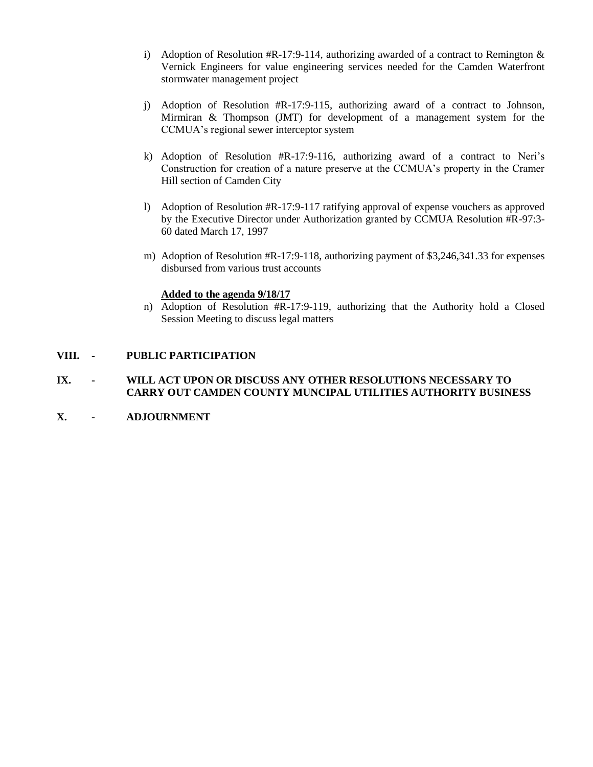i) Adoption of Resolution #R-17:9-114, authorizing awarded of a contract to Remington & Vernick Engineers for value engineering services needed for the Camden Waterfront stormwater management project

j) Adoption of Resolution #R-17:9-115, authorizing award of a contract to Johnson, Mirmiran & Thompson (JMT) for development of a management system for the CCMUA's regional sewer interceptor system

k) Adoption of Resolution #R-17:9-116, authorizing award of a contract to Neri's Construction for creation of a nature preserve at the CCMUA's property in the Cramer Hill section of Camden City

l) Adoption of Resolution #R-17:9-117 ratifying approval of expense vouchers as approved by the Executive Director under Authorization granted by CCMUA Resolution #R-97:3-60 dated March 17, 1997

m) Adoption of Resolution #R-17:9-118, authorizing payment of $3,246,341.33 for expenses disbursed from various trust accounts

**Added to the agenda 9/18/17**

n) Adoption of Resolution #R-17:9-119, authorizing that the Authority hold a Closed Session Meeting to discuss legal matters

**VIII. - PUBLIC PARTICIPATION**

**IX. - WILL ACT UPON OR DISCUSS ANY OTHER RESOLUTIONS NECESSARY TO CARRY OUT CAMDEN COUNTY MUNCIPAL UTILITIES AUTHORITY BUSINESS**

**X. - ADJOURNMENT**